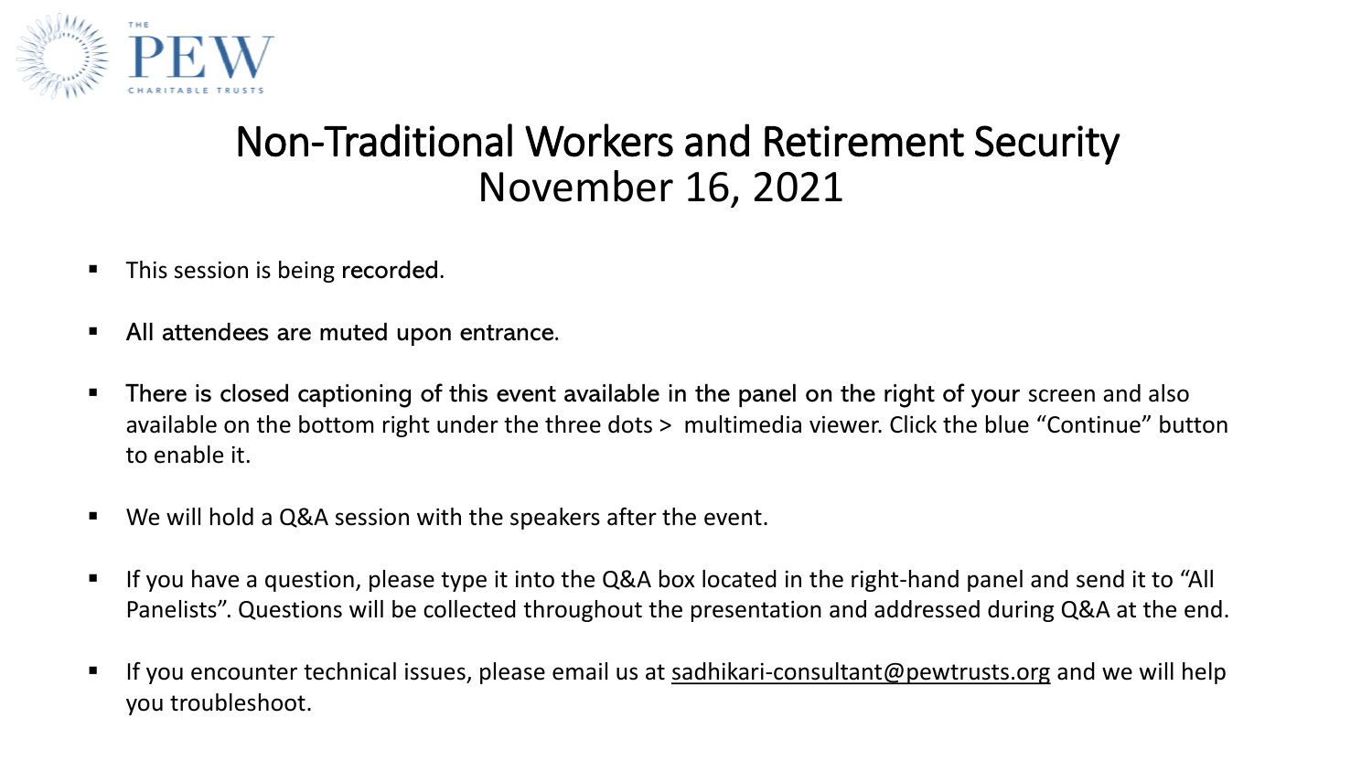THE PEW CHARITABLE TRUSTS

# Non-Traditional Workers and Retirement Security
## November 16, 2021

- This session is being recorded.
- All attendees are muted upon entrance.
- There is closed captioning of this event available in the panel on the right of your screen and also available on the bottom right under the three dots > multimedia viewer. Click the blue "Continue" button to enable it.
- We will hold a Q&A session with the speakers after the event.
- If you have a question, please type it into the Q&A box located in the right-hand panel and send it to "All Panelists". Questions will be collected throughout the presentation and addressed during Q&A at the end.
- If you encounter technical issues, please email us at sadhikari-consultant@pewtrusts.org and we will help you troubleshoot.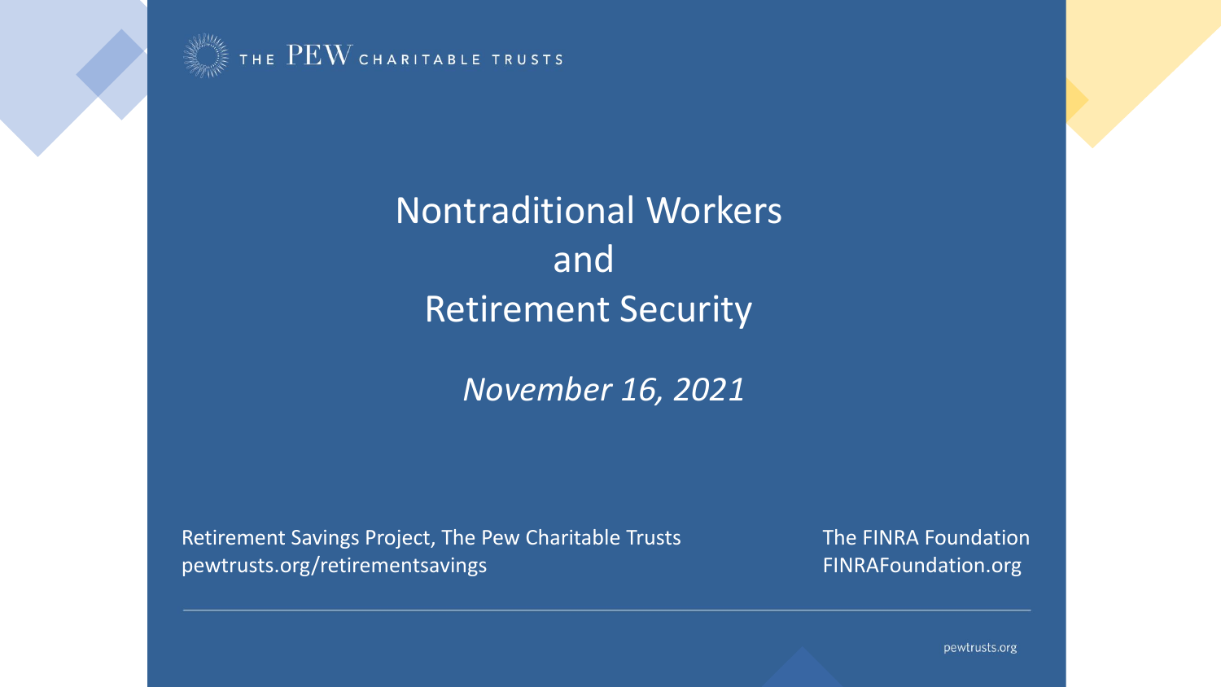THE PEW CHARITABLE TRUSTS

# Nontraditional Workers and Retirement Security

*November 16, 2021*

Retirement Savings Project, The Pew Charitable Trusts
pewtrusts.org/retirementsavings

The FINRA Foundation
FINRAFoundation.org

pewtrusts.org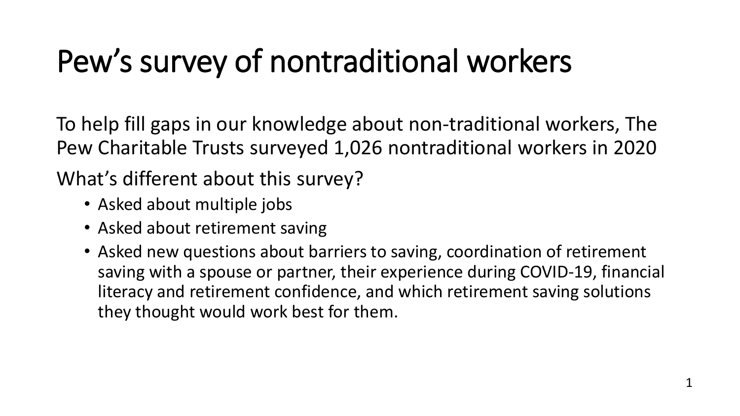# Pew’s survey of nontraditional workers

To help fill gaps in our knowledge about non-traditional workers, The Pew Charitable Trusts surveyed 1,026 nontraditional workers in 2020

What’s different about this survey?

- Asked about multiple jobs
- Asked about retirement saving
- Asked new questions about barriers to saving, coordination of retirement saving with a spouse or partner, their experience during COVID-19, financial literacy and retirement confidence, and which retirement saving solutions they thought would work best for them.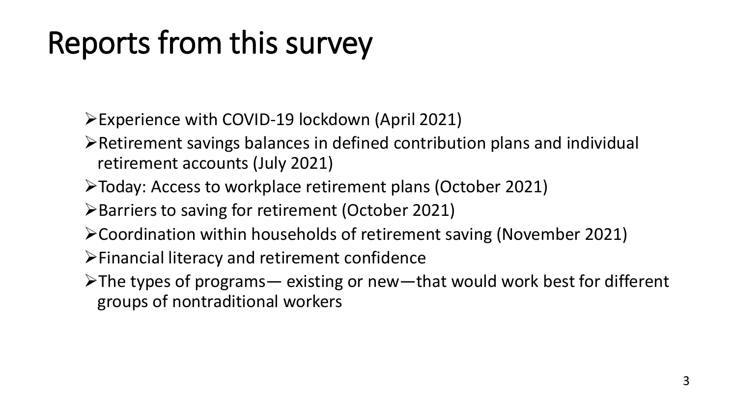# Reports from this survey

- Experience with COVID-19 lockdown (April 2021)
- Retirement savings balances in defined contribution plans and individual retirement accounts (July 2021)
- Today: Access to workplace retirement plans (October 2021)
- Barriers to saving for retirement (October 2021)
- Coordination within households of retirement saving (November 2021)
- Financial literacy and retirement confidence
- The types of programs— existing or new—that would work best for different groups of nontraditional workers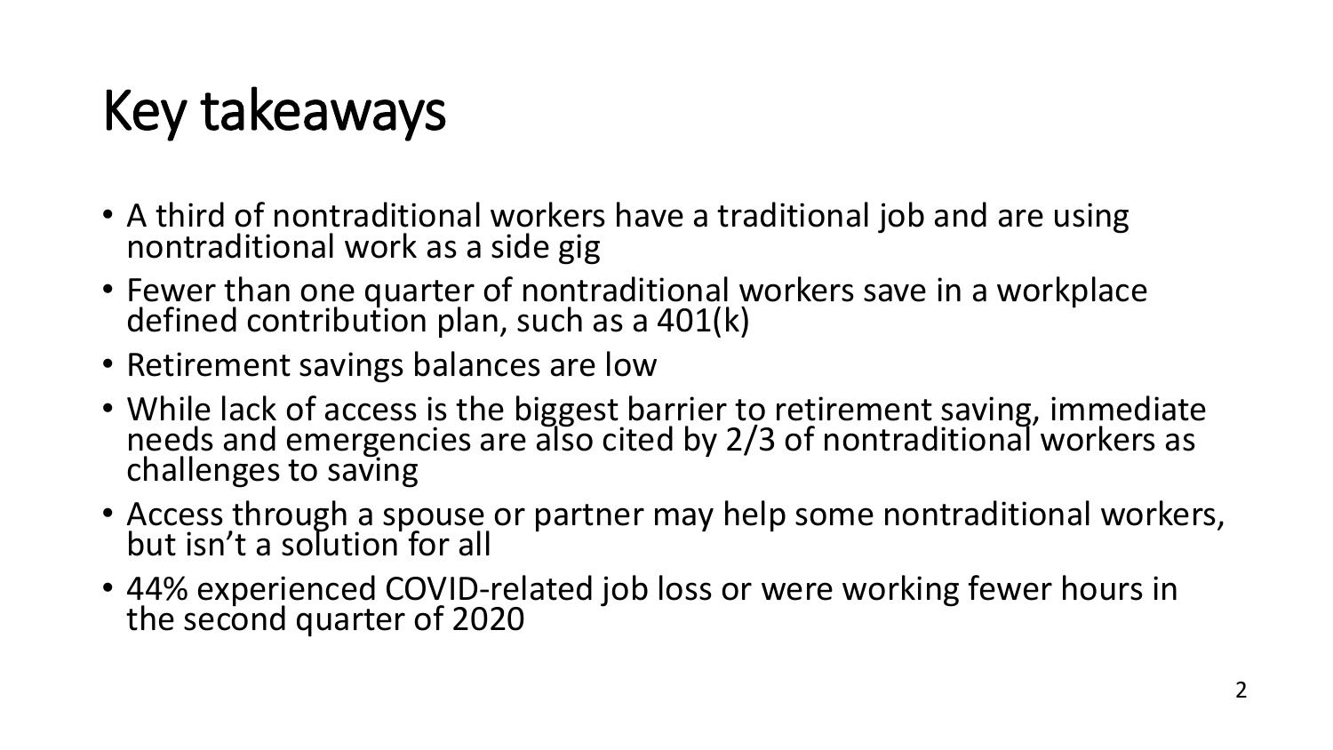# Key takeaways

- A third of nontraditional workers have a traditional job and are using nontraditional work as a side gig
- Fewer than one quarter of nontraditional workers save in a workplace defined contribution plan, such as a 401(k)
- Retirement savings balances are low
- While lack of access is the biggest barrier to retirement saving, immediate needs and emergencies are also cited by 2/3 of nontraditional workers as challenges to saving
- Access through a spouse or partner may help some nontraditional workers, but isn't a solution for all
- 44% experienced COVID-related job loss or were working fewer hours in the second quarter of 2020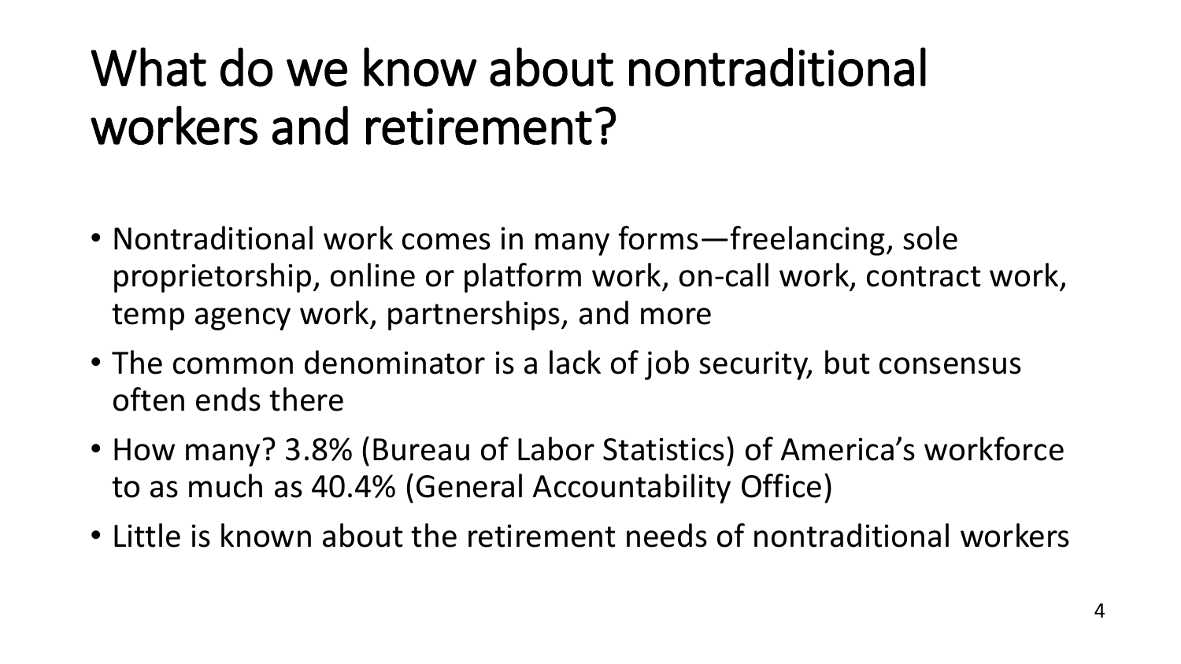# What do we know about nontraditional workers and retirement?

- Nontraditional work comes in many forms—freelancing, sole proprietorship, online or platform work, on-call work, contract work, temp agency work, partnerships, and more
- The common denominator is a lack of job security, but consensus often ends there
- How many? 3.8% (Bureau of Labor Statistics) of America's workforce to as much as 40.4% (General Accountability Office)
- Little is known about the retirement needs of nontraditional workers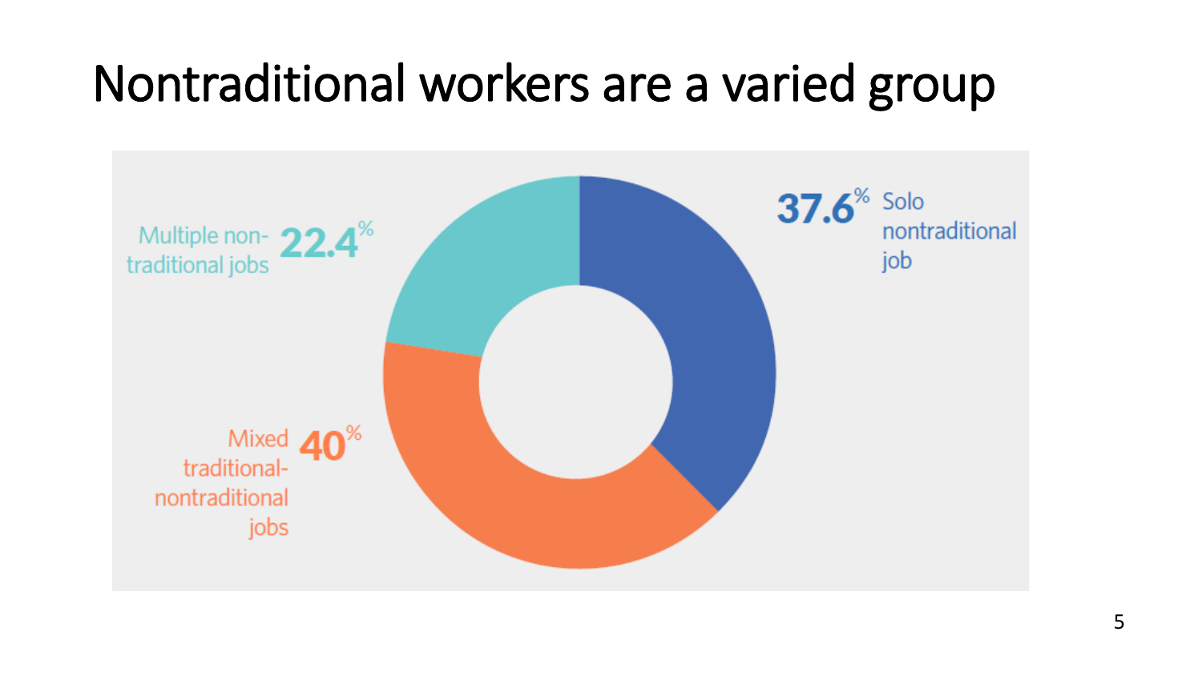# Nontraditional workers are a varied group

37.6% Solo nontraditional job

Multiple non-traditional jobs 22.4%

Mixed traditional-nontraditional jobs 40%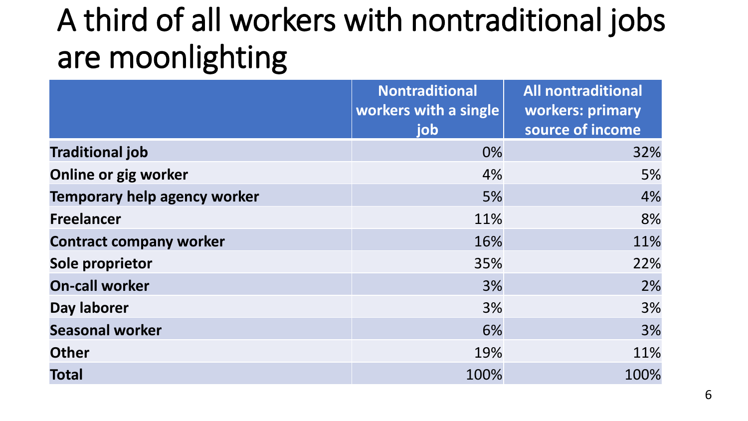# A third of all workers with nontraditional jobs are moonlighting

| | Nontraditional workers with a single job | All nontraditional workers: primary source of income |
|---|---|---|
| **Traditional job** | 0% | 32% |
| **Online or gig worker** | 4% | 5% |
| **Temporary help agency worker** | 5% | 4% |
| **Freelancer** | 11% | 8% |
| **Contract company worker** | 16% | 11% |
| **Sole proprietor** | 35% | 22% |
| **On-call worker** | 3% | 2% |
| **Day laborer** | 3% | 3% |
| **Seasonal worker** | 6% | 3% |
| **Other** | 19% | 11% |
| **Total** | 100% | 100% |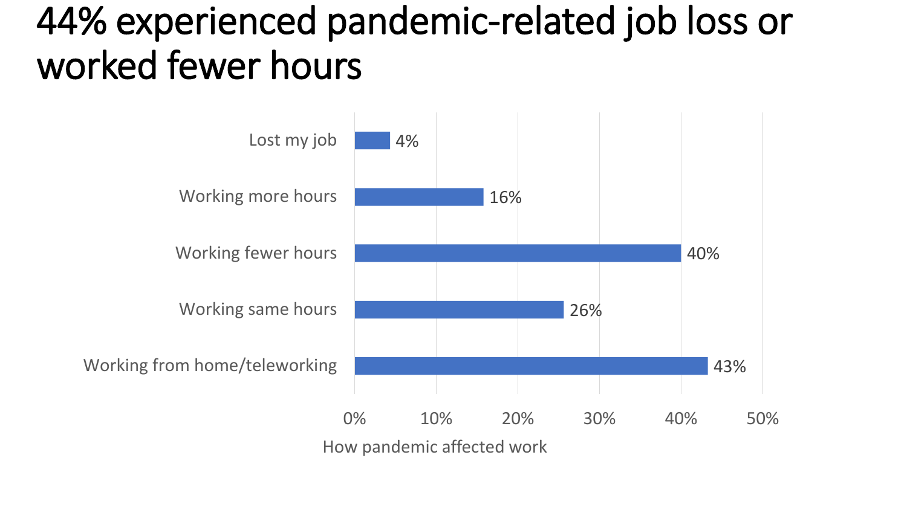# 44% experienced pandemic-related job loss or worked fewer hours

| How pandemic affected work | |
|---|---|
| Lost my job | 4% |
| Working more hours | 16% |
| Working fewer hours | 40% |
| Working same hours | 26% |
| Working from home/teleworking | 43% |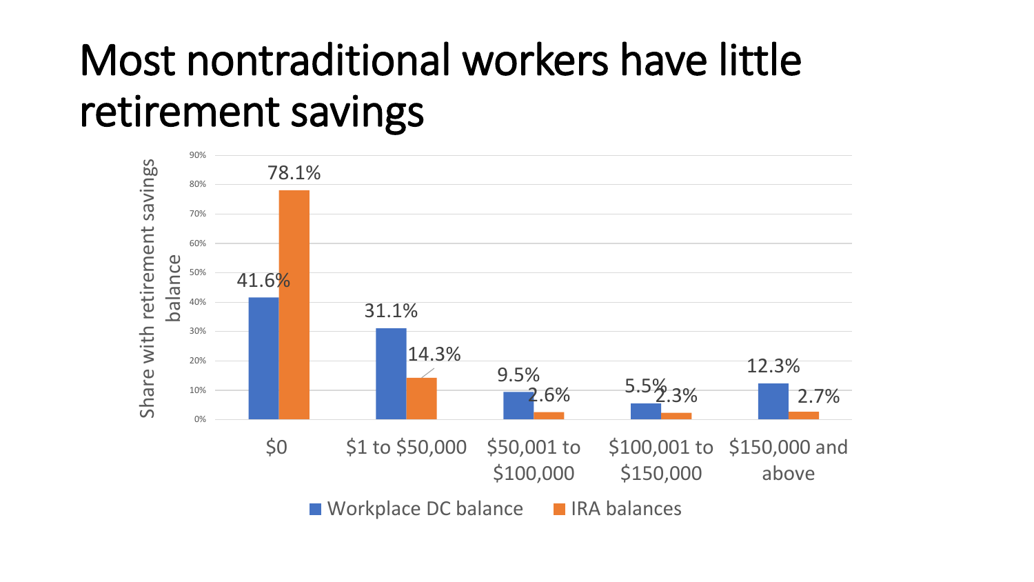# Most nontraditional workers have little retirement savings

| Share with retirement savings balance | Workplace DC balance | IRA balances |
|---|---|---|
| $0 | 41.6% | 78.1% |
| $1 to $50,000 | 31.1% | 14.3% |
| $50,001 to $100,000 | 9.5% | 2.6% |
| $100,001 to $150,000 | 5.5% | 2.3% |
| $150,000 and above | 12.3% | 2.7% |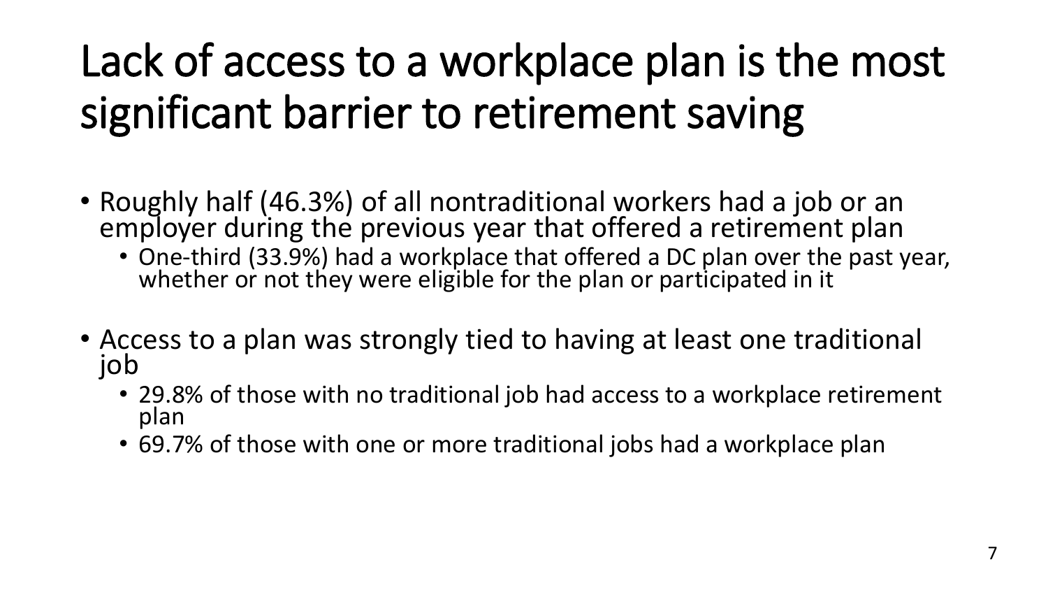# Lack of access to a workplace plan is the most significant barrier to retirement saving

- Roughly half (46.3%) of all nontraditional workers had a job or an employer during the previous year that offered a retirement plan
  - One-third (33.9%) had a workplace that offered a DC plan over the past year, whether or not they were eligible for the plan or participated in it
- Access to a plan was strongly tied to having at least one traditional job
  - 29.8% of those with no traditional job had access to a workplace retirement plan
  - 69.7% of those with one or more traditional jobs had a workplace plan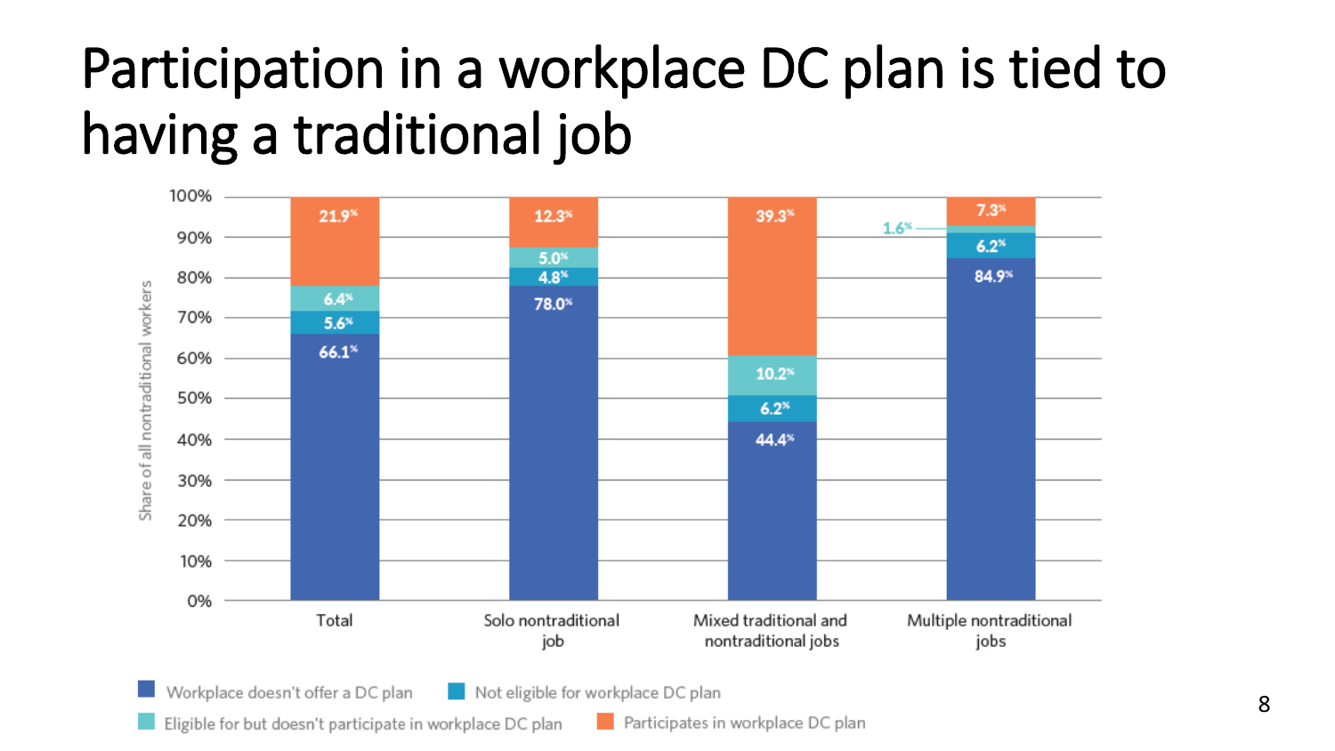# Participation in a workplace DC plan is tied to having a traditional job

| | Total | Solo nontraditional job | Mixed traditional and nontraditional jobs | Multiple nontraditional jobs |
|---|---|---|---|---|
| Workplace doesn't offer a DC plan | 66.1% | 78.0% | 44.4% | 84.9% |
| Not eligible for workplace DC plan | 5.6% | 4.8% | 6.2% | 6.2% |
| Eligible for but doesn't participate in workplace DC plan | 6.4% | 5.0% | 10.2% | 1.6% |
| Participates in workplace DC plan | 21.9% | 12.3% | 39.3% | 7.3% |

Share of all nontraditional workers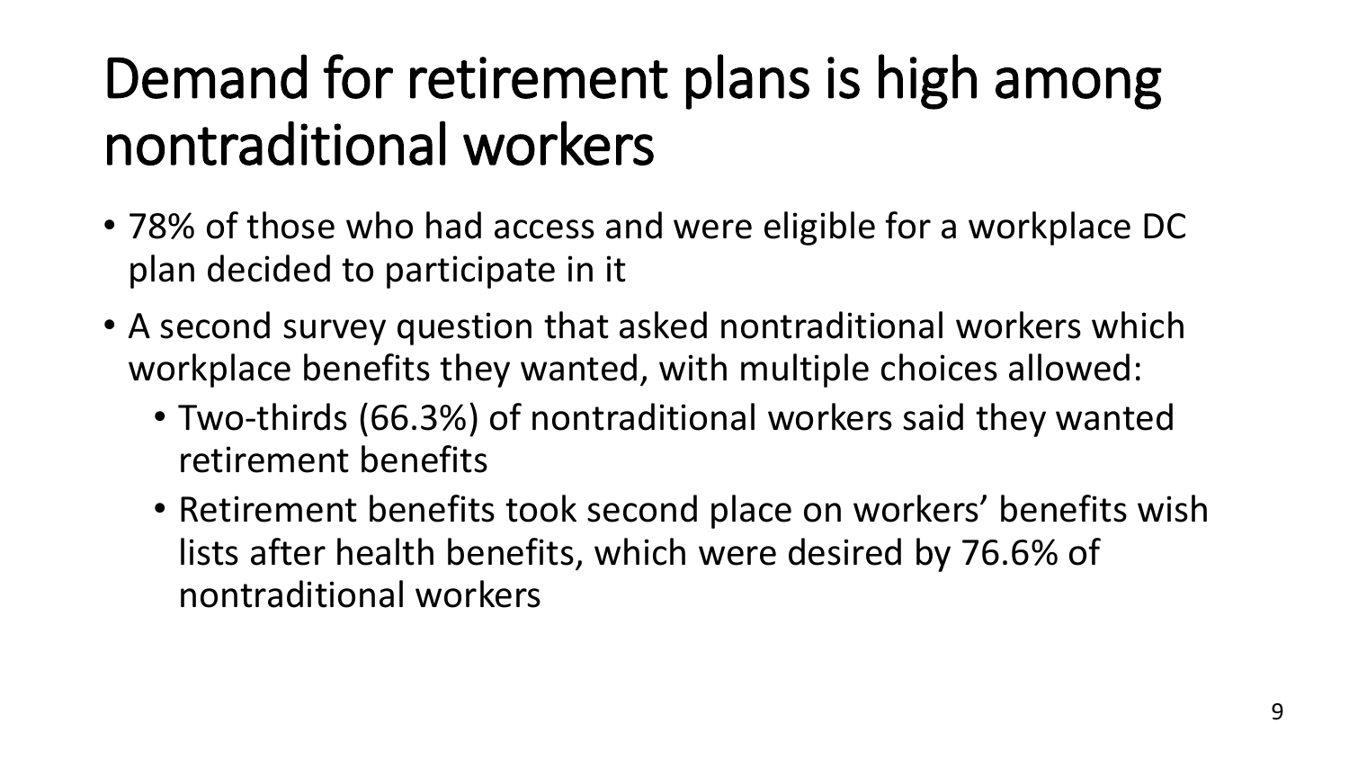# Demand for retirement plans is high among nontraditional workers

- 78% of those who had access and were eligible for a workplace DC plan decided to participate in it
- A second survey question that asked nontraditional workers which workplace benefits they wanted, with multiple choices allowed:
  - Two-thirds (66.3%) of nontraditional workers said they wanted retirement benefits
  - Retirement benefits took second place on workers' benefits wish lists after health benefits, which were desired by 76.6% of nontraditional workers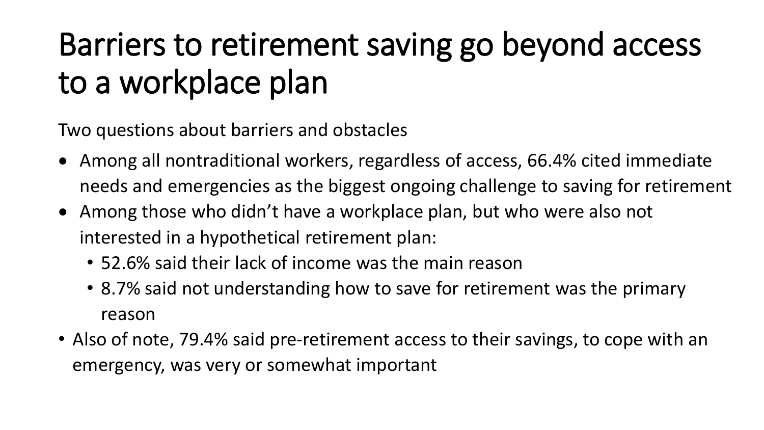# Barriers to retirement saving go beyond access to a workplace plan

Two questions about barriers and obstacles

- Among all nontraditional workers, regardless of access, 66.4% cited immediate needs and emergencies as the biggest ongoing challenge to saving for retirement
- Among those who didn't have a workplace plan, but who were also not interested in a hypothetical retirement plan:
  - 52.6% said their lack of income was the main reason
  - 8.7% said not understanding how to save for retirement was the primary reason
- Also of note, 79.4% said pre-retirement access to their savings, to cope with an emergency, was very or somewhat important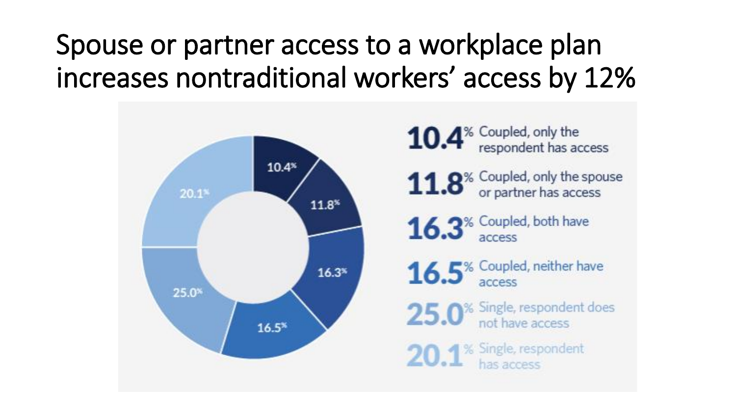# Spouse or partner access to a workplace plan increases nontraditional workers' access by 12%

- **10.4%** Coupled, only the respondent has access
- **11.8%** Coupled, only the spouse or partner has access
- **16.3%** Coupled, both have access
- **16.5%** Coupled, neither have access
- **25.0%** Single, respondent does not have access
- **20.1%** Single, respondent has access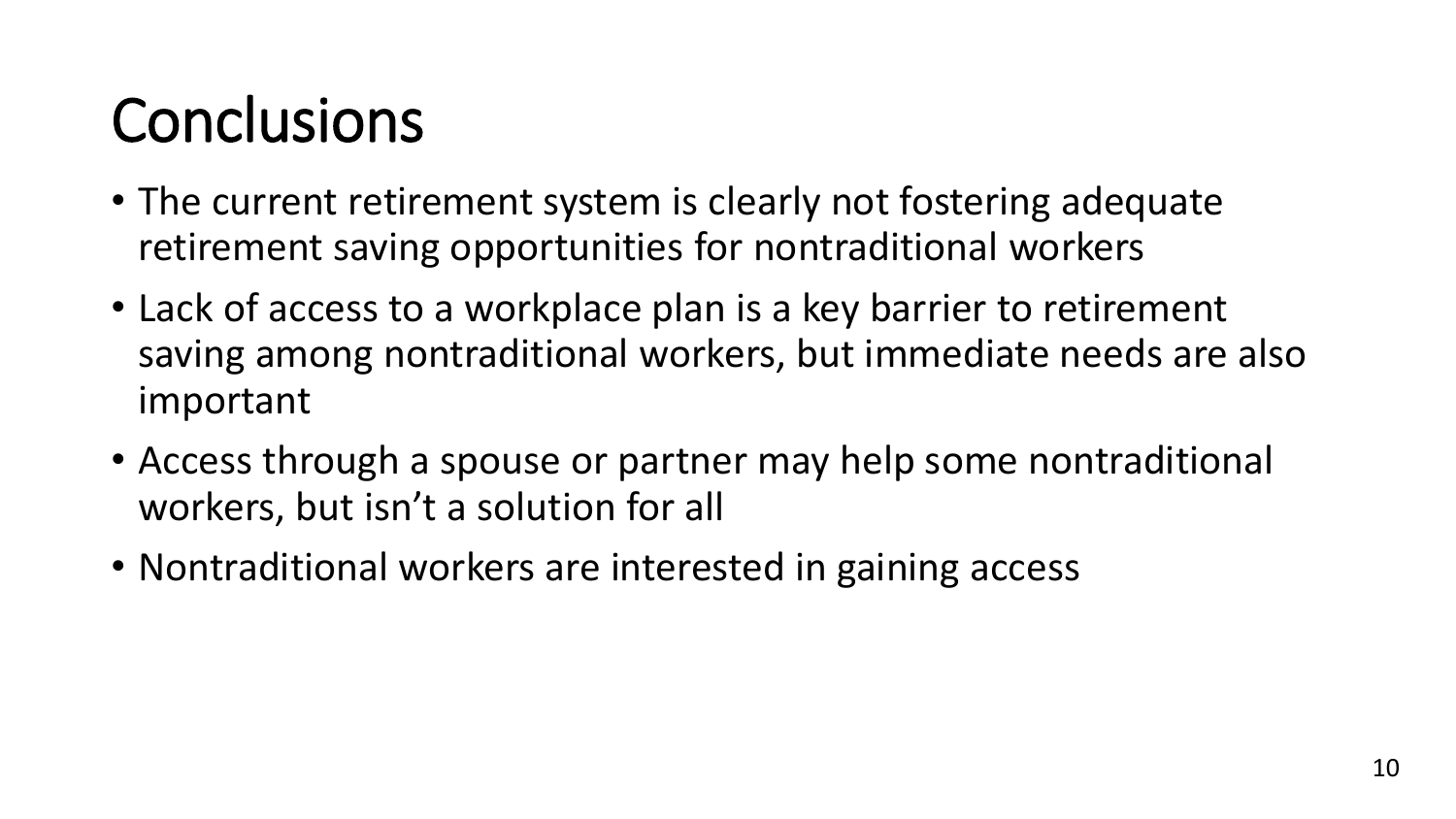# Conclusions

- The current retirement system is clearly not fostering adequate retirement saving opportunities for nontraditional workers
- Lack of access to a workplace plan is a key barrier to retirement saving among nontraditional workers, but immediate needs are also important
- Access through a spouse or partner may help some nontraditional workers, but isn’t a solution for all
- Nontraditional workers are interested in gaining access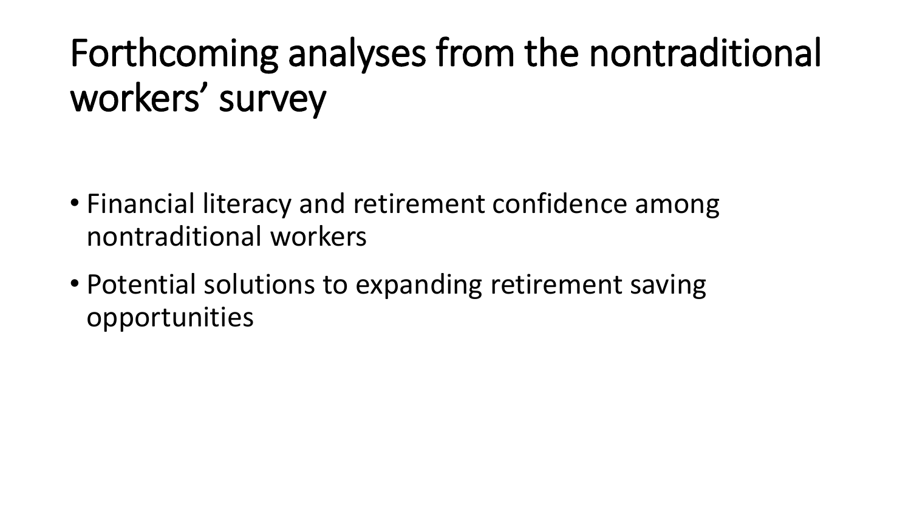# Forthcoming analyses from the nontraditional workers' survey

- Financial literacy and retirement confidence among nontraditional workers
- Potential solutions to expanding retirement saving opportunities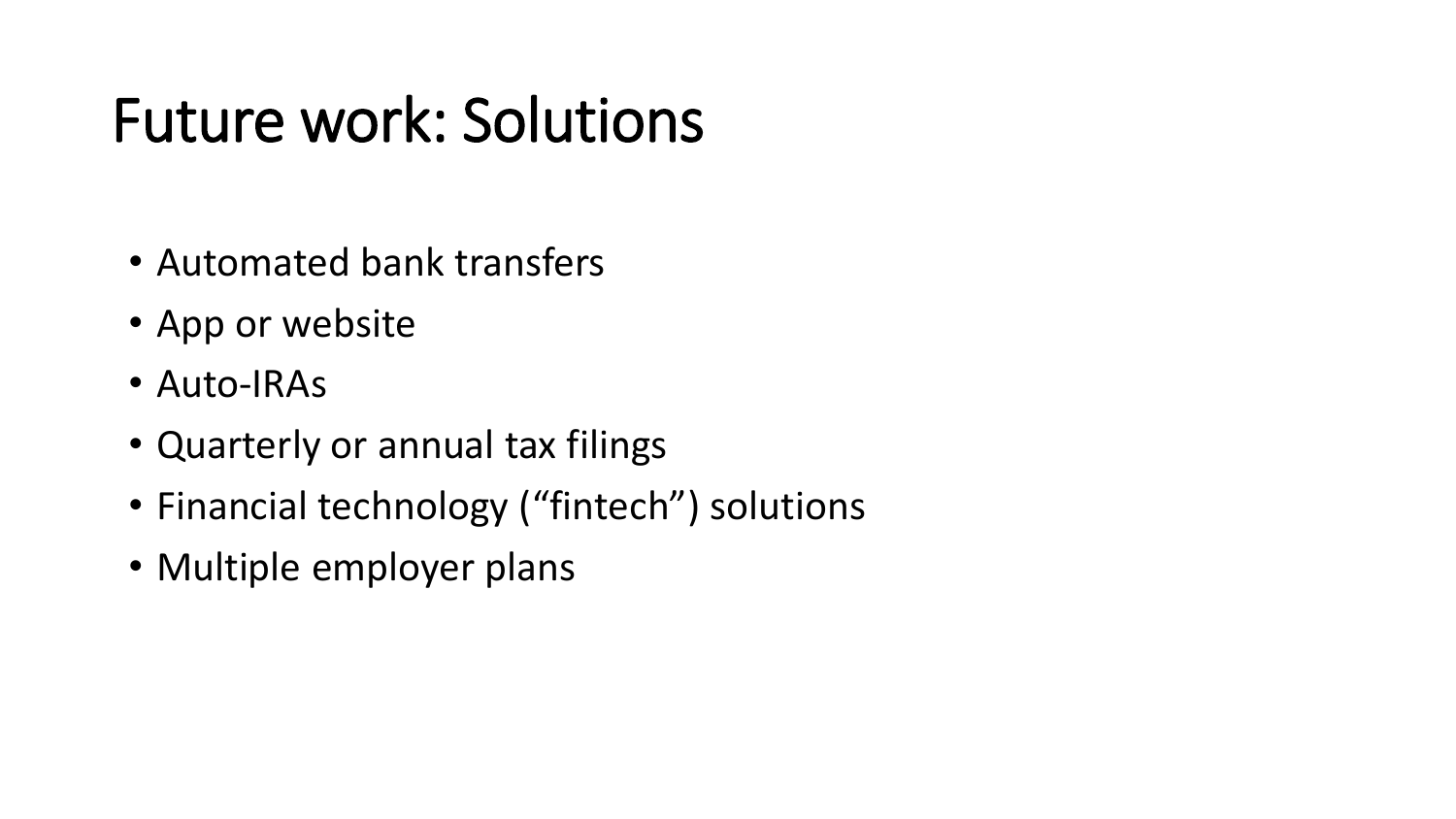# Future work: Solutions

- Automated bank transfers
- App or website
- Auto-IRAs
- Quarterly or annual tax filings
- Financial technology (“fintech”) solutions
- Multiple employer plans